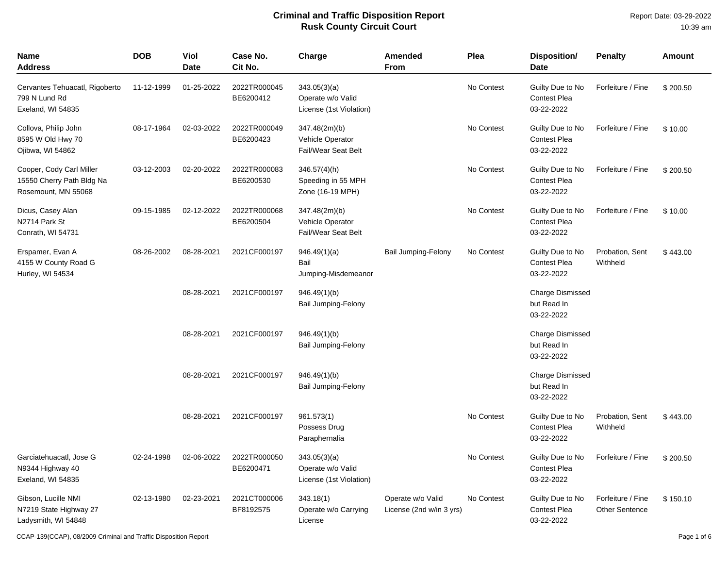# Criminal and Traffic Disposition Report
## Rusk County Circuit Court

Report Date: 03-29-2022
10:39 am

| Name Address | DOB | Viol Date | Case No. Cit No. | Charge | Amended From | Plea | Disposition/ Date | Penalty | Amount |
|---|---|---|---|---|---|---|---|---|---|
| Cervantes Tehuacatl, Rigoberto 799 N Lund Rd Exeland, WI 54835 | 11-12-1999 | 01-25-2022 | 2022TR000045 BE6200412 | 343.05(3)(a) Operate w/o Valid License (1st Violation) | | No Contest | Guilty Due to No Contest Plea 03-22-2022 | Forfeiture / Fine | $ 200.50 |
| Collova, Philip John 8595 W Old Hwy 70 Ojibwa, WI 54862 | 08-17-1964 | 02-03-2022 | 2022TR000049 BE6200423 | 347.48(2m)(b) Vehicle Operator Fail/Wear Seat Belt | | No Contest | Guilty Due to No Contest Plea 03-22-2022 | Forfeiture / Fine | $ 10.00 |
| Cooper, Cody Carl Miller 15550 Cherry Path Bldg Na Rosemount, MN 55068 | 03-12-2003 | 02-20-2022 | 2022TR000083 BE6200530 | 346.57(4)(h) Speeding in 55 MPH Zone (16-19 MPH) | | No Contest | Guilty Due to No Contest Plea 03-22-2022 | Forfeiture / Fine | $ 200.50 |
| Dicus, Casey Alan N2714 Park St Conrath, WI 54731 | 09-15-1985 | 02-12-2022 | 2022TR000068 BE6200504 | 347.48(2m)(b) Vehicle Operator Fail/Wear Seat Belt | | No Contest | Guilty Due to No Contest Plea 03-22-2022 | Forfeiture / Fine | $ 10.00 |
| Erspamer, Evan A 4155 W County Road G Hurley, WI 54534 | 08-26-2002 | 08-28-2021 | 2021CF000197 | 946.49(1)(a) Bail Jumping-Misdemeanor | Bail Jumping-Felony | No Contest | Guilty Due to No Contest Plea 03-22-2022 | Probation, Sent Withheld | $ 443.00 |
| | | 08-28-2021 | 2021CF000197 | 946.49(1)(b) Bail Jumping-Felony | | | Charge Dismissed but Read In 03-22-2022 | | |
| | | 08-28-2021 | 2021CF000197 | 946.49(1)(b) Bail Jumping-Felony | | | Charge Dismissed but Read In 03-22-2022 | | |
| | | 08-28-2021 | 2021CF000197 | 946.49(1)(b) Bail Jumping-Felony | | | Charge Dismissed but Read In 03-22-2022 | | |
| | | 08-28-2021 | 2021CF000197 | 961.573(1) Possess Drug Paraphernalia | | No Contest | Guilty Due to No Contest Plea 03-22-2022 | Probation, Sent Withheld | $ 443.00 |
| Garciatehuacatl, Jose G N9344 Highway 40 Exeland, WI 54835 | 02-24-1998 | 02-06-2022 | 2022TR000050 BE6200471 | 343.05(3)(a) Operate w/o Valid License (1st Violation) | | No Contest | Guilty Due to No Contest Plea 03-22-2022 | Forfeiture / Fine | $ 200.50 |
| Gibson, Lucille NMI N7219 State Highway 27 Ladysmith, WI 54848 | 02-13-1980 | 02-23-2021 | 2021CT000006 BF8192575 | 343.18(1) Operate w/o Carrying License | Operate w/o Valid License (2nd w/in 3 yrs) | No Contest | Guilty Due to No Contest Plea 03-22-2022 | Forfeiture / Fine Other Sentence | $ 150.10 |

CCAP-139(CCAP), 08/2009 Criminal and Traffic Disposition Report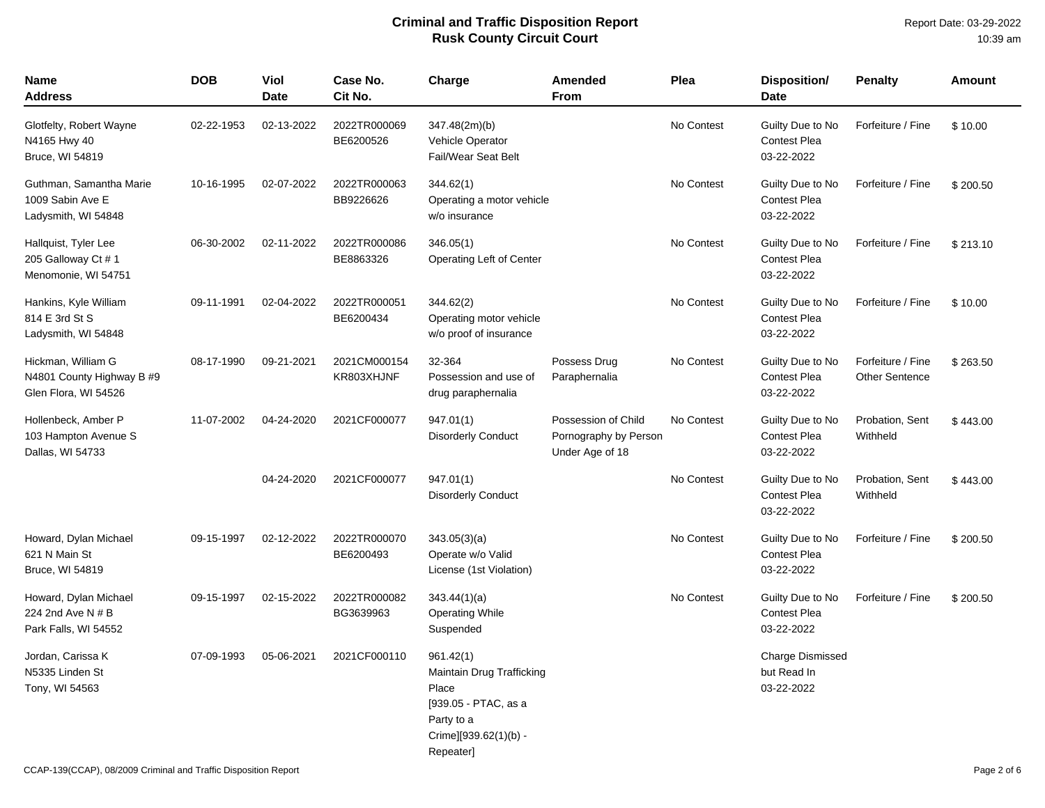# Criminal and Traffic Disposition Report
## Rusk County Circuit Court

Report Date: 03-29-2022
10:39 am

| Name<br>Address | DOB | Viol Date | Case No.<br>Cit No. | Charge | Amended From | Plea | Disposition/ Date | Penalty | Amount |
|---|---|---|---|---|---|---|---|---|---|
| Glotfelty, Robert Wayne<br>N4165 Hwy 40<br>Bruce, WI 54819 | 02-22-1953 | 02-13-2022 | 2022TR000069<br>BE6200526 | 347.48(2m)(b)<br>Vehicle Operator Fail/Wear Seat Belt | | No Contest | Guilty Due to No Contest Plea<br>03-22-2022 | Forfeiture / Fine | $ 10.00 |
| Guthman, Samantha Marie<br>1009 Sabin Ave E<br>Ladysmith, WI 54848 | 10-16-1995 | 02-07-2022 | 2022TR000063<br>BB9226626 | 344.62(1)<br>Operating a motor vehicle w/o insurance | | No Contest | Guilty Due to No Contest Plea<br>03-22-2022 | Forfeiture / Fine | $ 200.50 |
| Hallquist, Tyler Lee<br>205 Galloway Ct # 1<br>Menomonie, WI 54751 | 06-30-2002 | 02-11-2022 | 2022TR000086<br>BE8863326 | 346.05(1)<br>Operating Left of Center | | No Contest | Guilty Due to No Contest Plea<br>03-22-2022 | Forfeiture / Fine | $ 213.10 |
| Hankins, Kyle William<br>814 E 3rd St S<br>Ladysmith, WI 54848 | 09-11-1991 | 02-04-2022 | 2022TR000051<br>BE6200434 | 344.62(2)<br>Operating motor vehicle w/o proof of insurance | | No Contest | Guilty Due to No Contest Plea<br>03-22-2022 | Forfeiture / Fine | $ 10.00 |
| Hickman, William G<br>N4801 County Highway B #9<br>Glen Flora, WI 54526 | 08-17-1990 | 09-21-2021 | 2021CM000154<br>KR803XHJNF | 32-364<br>Possession and use of drug paraphernalia | Possess Drug Paraphernalia | No Contest | Guilty Due to No Contest Plea<br>03-22-2022 | Forfeiture / Fine<br>Other Sentence | $ 263.50 |
| Hollenbeck, Amber P<br>103 Hampton Avenue S<br>Dallas, WI 54733 | 11-07-2002 | 04-24-2020 | 2021CF000077 | 947.01(1)<br>Disorderly Conduct | Possession of Child Pornography by Person Under Age of 18 | No Contest | Guilty Due to No Contest Plea<br>03-22-2022 | Probation, Sent Withheld | $ 443.00 |
| | | 04-24-2020 | 2021CF000077 | 947.01(1)<br>Disorderly Conduct | | No Contest | Guilty Due to No Contest Plea<br>03-22-2022 | Probation, Sent Withheld | $ 443.00 |
| Howard, Dylan Michael<br>621 N Main St<br>Bruce, WI 54819 | 09-15-1997 | 02-12-2022 | 2022TR000070<br>BE6200493 | 343.05(3)(a)<br>Operate w/o Valid License (1st Violation) | | No Contest | Guilty Due to No Contest Plea<br>03-22-2022 | Forfeiture / Fine | $ 200.50 |
| Howard, Dylan Michael<br>224 2nd Ave N # B<br>Park Falls, WI 54552 | 09-15-1997 | 02-15-2022 | 2022TR000082<br>BG3639963 | 343.44(1)(a)<br>Operating While Suspended | | No Contest | Guilty Due to No Contest Plea<br>03-22-2022 | Forfeiture / Fine | $ 200.50 |
| Jordan, Carissa K<br>N5335 Linden St<br>Tony, WI 54563 | 07-09-1993 | 05-06-2021 | 2021CF000110 | 961.42(1)<br>Maintain Drug Trafficking Place<br>[939.05 - PTAC, as a Party to a Crime][939.62(1)(b) - Repeater] | | | Charge Dismissed but Read In<br>03-22-2022 | | |

CCAP-139(CCAP), 08/2009 Criminal and Traffic Disposition Report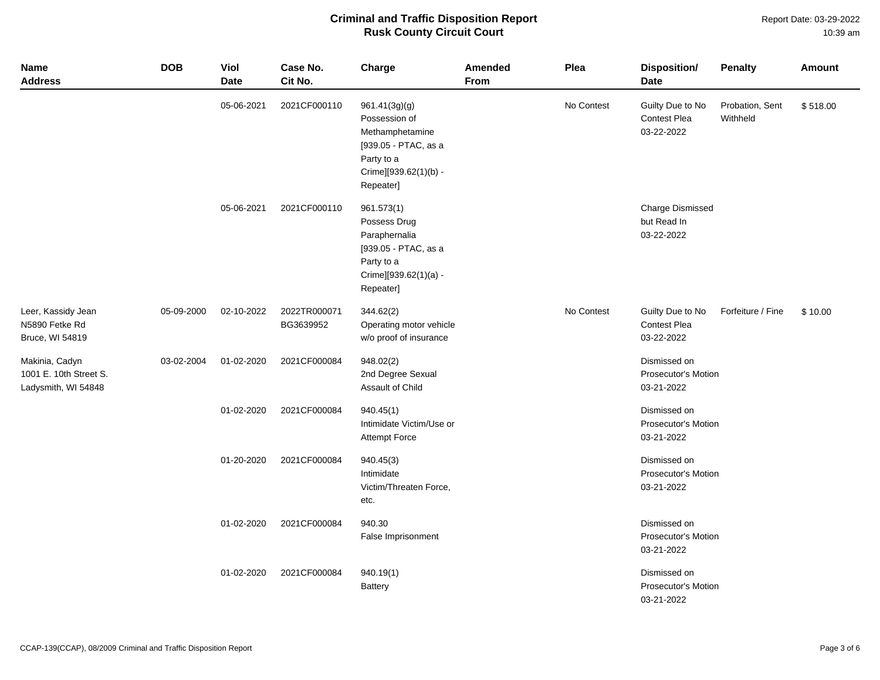# Criminal and Traffic Disposition Report
## Rusk County Circuit Court

Report Date: 03-29-2022
10:39 am

| Name Address | DOB | Viol Date | Case No. Cit No. | Charge | Amended From | Plea | Disposition/ Date | Penalty | Amount |
|---|---|---|---|---|---|---|---|---|---|
| | | 05-06-2021 | 2021CF000110 | 961.41(3g)(g) Possession of Methamphetamine [939.05 - PTAC, as a Party to a Crime][939.62(1)(b) - Repeater] | | No Contest | Guilty Due to No Contest Plea 03-22-2022 | Probation, Sent Withheld | $ 518.00 |
| | | 05-06-2021 | 2021CF000110 | 961.573(1) Possess Drug Paraphernalia [939.05 - PTAC, as a Party to a Crime][939.62(1)(a) - Repeater] | | | Charge Dismissed but Read In 03-22-2022 | | |
| Leer, Kassidy Jean N5890 Fetke Rd Bruce, WI 54819 | 05-09-2000 | 02-10-2022 | 2022TR000071 BG3639952 | 344.62(2) Operating motor vehicle w/o proof of insurance | | No Contest | Guilty Due to No Contest Plea 03-22-2022 | Forfeiture / Fine | $ 10.00 |
| Makinia, Cadyn 1001 E. 10th Street S. Ladysmith, WI 54848 | 03-02-2004 | 01-02-2020 | 2021CF000084 | 948.02(2) 2nd Degree Sexual Assault of Child | | | Dismissed on Prosecutor's Motion 03-21-2022 | | |
| | | 01-02-2020 | 2021CF000084 | 940.45(1) Intimidate Victim/Use or Attempt Force | | | Dismissed on Prosecutor's Motion 03-21-2022 | | |
| | | 01-20-2020 | 2021CF000084 | 940.45(3) Intimidate Victim/Threaten Force, etc. | | | Dismissed on Prosecutor's Motion 03-21-2022 | | |
| | | 01-02-2020 | 2021CF000084 | 940.30 False Imprisonment | | | Dismissed on Prosecutor's Motion 03-21-2022 | | |
| | | 01-02-2020 | 2021CF000084 | 940.19(1) Battery | | | Dismissed on Prosecutor's Motion 03-21-2022 | | |

CCAP-139(CCAP), 08/2009 Criminal and Traffic Disposition Report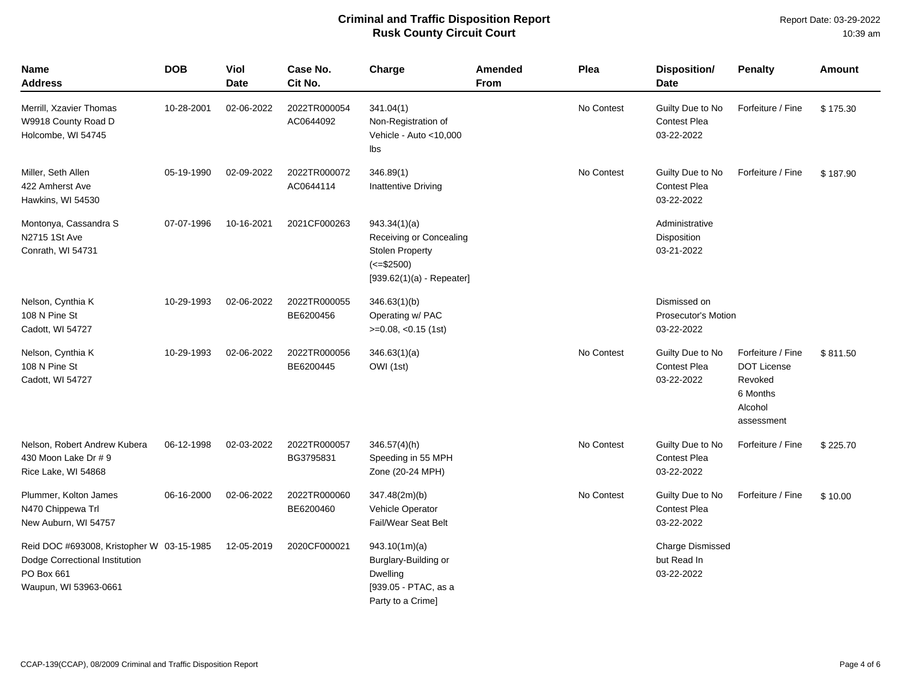# Criminal and Traffic Disposition Report
## Rusk County Circuit Court

Report Date: 03-29-2022
10:39 am

| Name<br>Address | DOB | Viol Date | Case No.<br>Cit No. | Charge | Amended From | Plea | Disposition/<br>Date | Penalty | Amount |
|---|---|---|---|---|---|---|---|---|---|
| Merrill, Xzavier Thomas<br>W9918 County Road D<br>Holcombe, WI 54745 | 10-28-2001 | 02-06-2022 | 2022TR000054<br>AC0644092 | 341.04(1)<br>Non-Registration of Vehicle - Auto <10,000 lbs | | No Contest | Guilty Due to No Contest Plea<br>03-22-2022 | Forfeiture / Fine | $ 175.30 |
| Miller, Seth Allen<br>422 Amherst Ave<br>Hawkins, WI 54530 | 05-19-1990 | 02-09-2022 | 2022TR000072<br>AC0644114 | 346.89(1)<br>Inattentive Driving | | No Contest | Guilty Due to No Contest Plea<br>03-22-2022 | Forfeiture / Fine | $ 187.90 |
| Montonya, Cassandra S<br>N2715 1St Ave<br>Conrath, WI 54731 | 07-07-1996 | 10-16-2021 | 2021CF000263 | 943.34(1)(a)<br>Receiving or Concealing Stolen Property (<=$2500)<br>[939.62(1)(a) - Repeater] | | | Administrative Disposition<br>03-21-2022 | | |
| Nelson, Cynthia K<br>108 N Pine St<br>Cadott, WI 54727 | 10-29-1993 | 02-06-2022 | 2022TR000055<br>BE6200456 | 346.63(1)(b)<br>Operating w/ PAC >=0.08, <0.15 (1st) | | | Dismissed on Prosecutor's Motion<br>03-22-2022 | | |
| Nelson, Cynthia K<br>108 N Pine St<br>Cadott, WI 54727 | 10-29-1993 | 02-06-2022 | 2022TR000056<br>BE6200445 | 346.63(1)(a)<br>OWI (1st) | | No Contest | Guilty Due to No Contest Plea<br>03-22-2022 | Forfeiture / Fine<br>DOT License Revoked<br>6 Months<br>Alcohol assessment | $ 811.50 |
| Nelson, Robert Andrew Kubera<br>430 Moon Lake Dr # 9<br>Rice Lake, WI 54868 | 06-12-1998 | 02-03-2022 | 2022TR000057<br>BG3795831 | 346.57(4)(h)<br>Speeding in 55 MPH Zone (20-24 MPH) | | No Contest | Guilty Due to No Contest Plea<br>03-22-2022 | Forfeiture / Fine | $ 225.70 |
| Plummer, Kolton James<br>N470 Chippewa Trl<br>New Auburn, WI 54757 | 06-16-2000 | 02-06-2022 | 2022TR000060<br>BE6200460 | 347.48(2m)(b)<br>Vehicle Operator Fail/Wear Seat Belt | | No Contest | Guilty Due to No Contest Plea<br>03-22-2022 | Forfeiture / Fine | $ 10.00 |
| Reid DOC #693008, Kristopher W<br>Dodge Correctional Institution<br>PO Box 661<br>Waupun, WI 53963-0661 | 03-15-1985 | 12-05-2019 | 2020CF000021 | 943.10(1m)(a)<br>Burglary-Building or Dwelling<br>[939.05 - PTAC, as a Party to a Crime] | | | Charge Dismissed but Read In<br>03-22-2022 | | |

CCAP-139(CCAP), 08/2009 Criminal and Traffic Disposition Report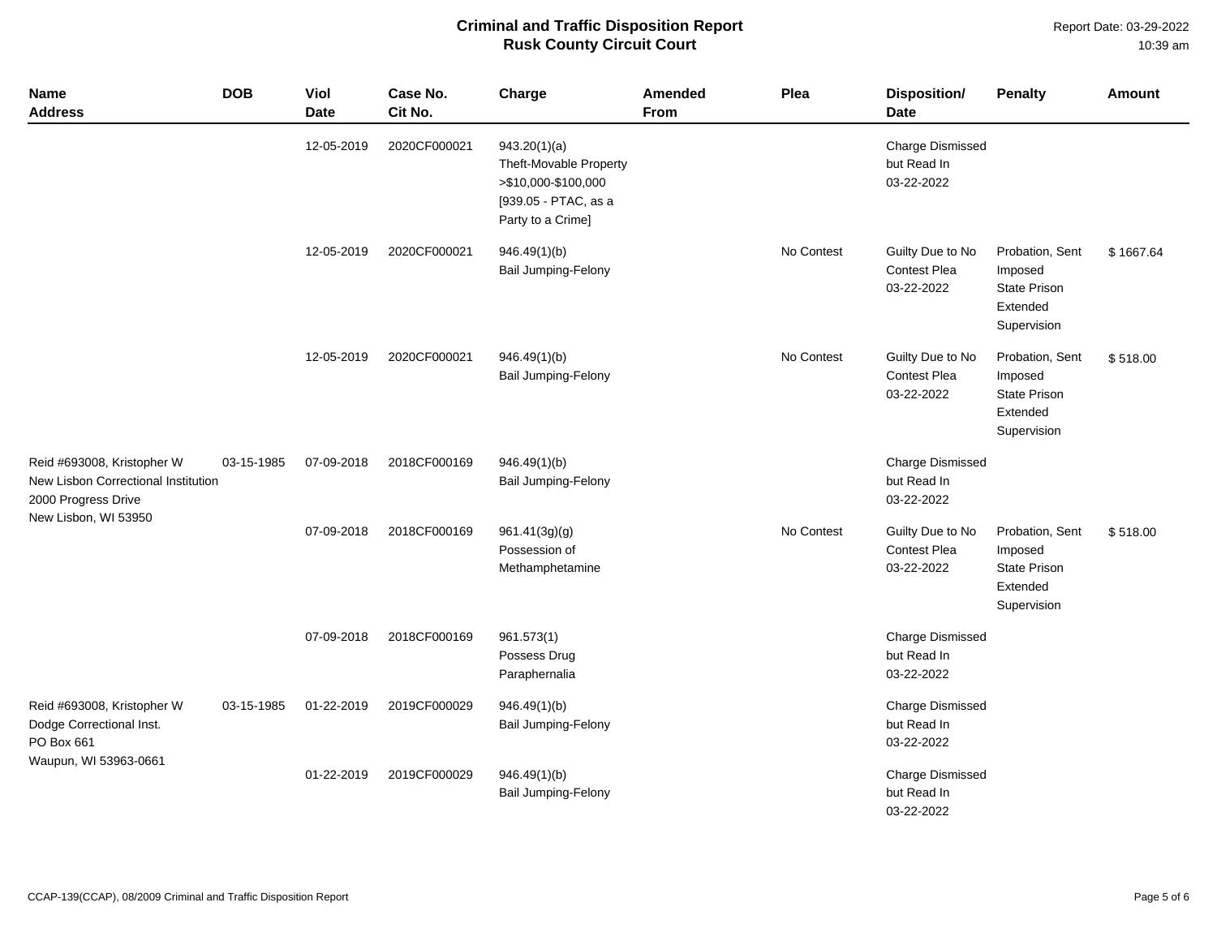# Criminal and Traffic Disposition Report
## Rusk County Circuit Court

Report Date: 03-29-2022
10:39 am

| Name Address | DOB | Viol Date | Case No. Cit No. | Charge | Amended From | Plea | Disposition/ Date | Penalty | Amount |
|---|---|---|---|---|---|---|---|---|---|
| | | 12-05-2019 | 2020CF000021 | 943.20(1)(a) Theft-Movable Property >$10,000-$100,000 [939.05 - PTAC, as a Party to a Crime] | | | Charge Dismissed but Read In 03-22-2022 | | |
| | | 12-05-2019 | 2020CF000021 | 946.49(1)(b) Bail Jumping-Felony | | No Contest | Guilty Due to No Contest Plea 03-22-2022 | Probation, Sent Imposed State Prison Extended Supervision | $ 1667.64 |
| | | 12-05-2019 | 2020CF000021 | 946.49(1)(b) Bail Jumping-Felony | | No Contest | Guilty Due to No Contest Plea 03-22-2022 | Probation, Sent Imposed State Prison Extended Supervision | $ 518.00 |
| Reid #693008, Kristopher W New Lisbon Correctional Institution 2000 Progress Drive New Lisbon, WI 53950 | 03-15-1985 | 07-09-2018 | 2018CF000169 | 946.49(1)(b) Bail Jumping-Felony | | | Charge Dismissed but Read In 03-22-2022 | | |
| | | 07-09-2018 | 2018CF000169 | 961.41(3g)(g) Possession of Methamphetamine | | No Contest | Guilty Due to No Contest Plea 03-22-2022 | Probation, Sent Imposed State Prison Extended Supervision | $ 518.00 |
| | | 07-09-2018 | 2018CF000169 | 961.573(1) Possess Drug Paraphernalia | | | Charge Dismissed but Read In 03-22-2022 | | |
| Reid #693008, Kristopher W Dodge Correctional Inst. PO Box 661 Waupun, WI 53963-0661 | 03-15-1985 | 01-22-2019 | 2019CF000029 | 946.49(1)(b) Bail Jumping-Felony | | | Charge Dismissed but Read In 03-22-2022 | | |
| | | 01-22-2019 | 2019CF000029 | 946.49(1)(b) Bail Jumping-Felony | | | Charge Dismissed but Read In 03-22-2022 | | |

CCAP-139(CCAP), 08/2009 Criminal and Traffic Disposition Report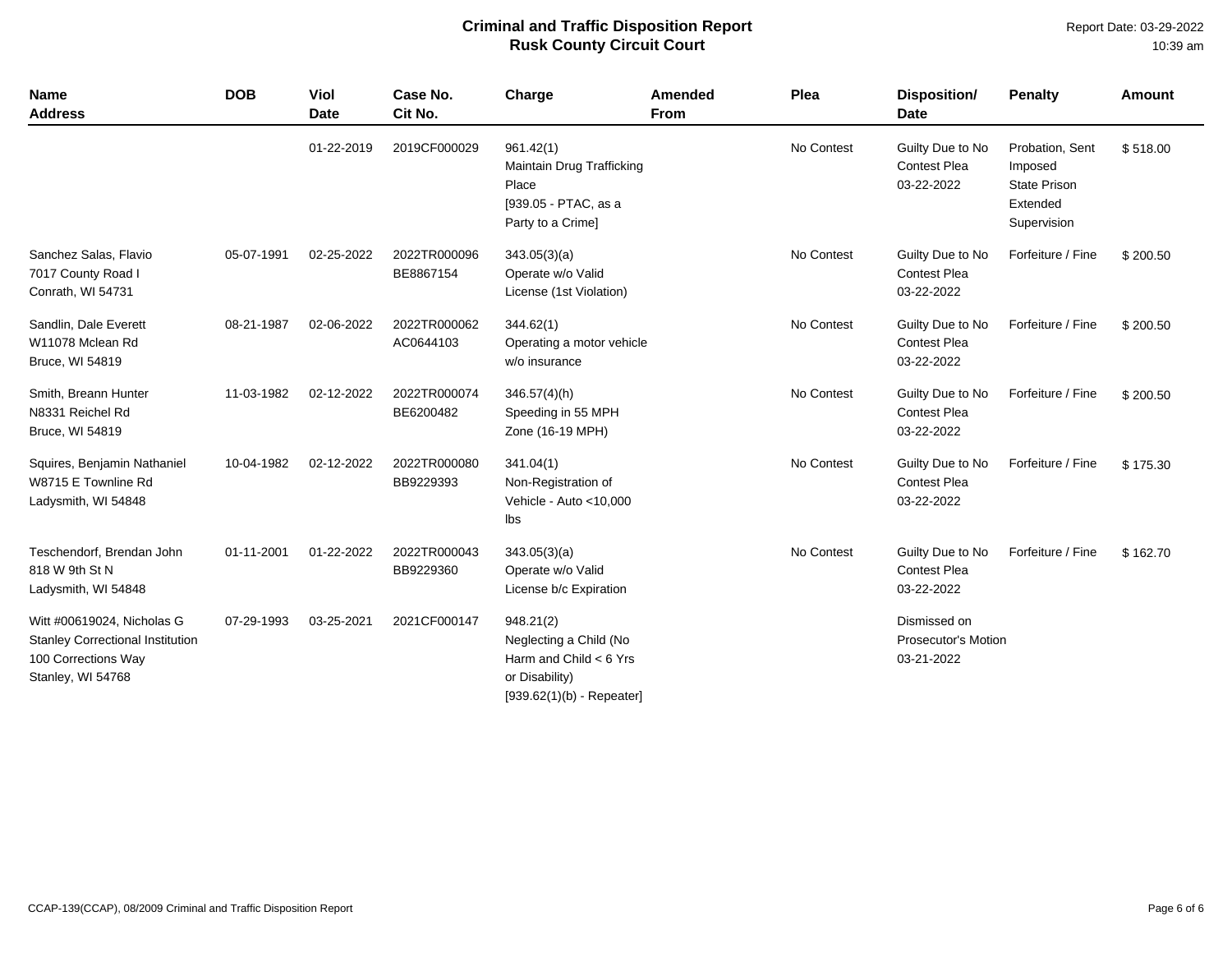# Criminal and Traffic Disposition Report
## Rusk County Circuit Court

Report Date: 03-29-2022
10:39 am

| Name<br>Address | DOB | Viol Date | Case No.<br>Cit No. | Charge | Amended From | Plea | Disposition/<br>Date | Penalty | Amount |
|---|---|---|---|---|---|---|---|---|---|
| | | 01-22-2019 | 2019CF000029 | 961.42(1)<br>Maintain Drug Trafficking Place<br>[939.05 - PTAC, as a Party to a Crime] | | No Contest | Guilty Due to No Contest Plea<br>03-22-2022 | Probation, Sent Imposed<br>State Prison Extended Supervision | $ 518.00 |
| Sanchez Salas, Flavio<br>7017 County Road I<br>Conrath, WI 54731 | 05-07-1991 | 02-25-2022 | 2022TR000096<br>BE8867154 | 343.05(3)(a)<br>Operate w/o Valid License (1st Violation) | | No Contest | Guilty Due to No Contest Plea<br>03-22-2022 | Forfeiture / Fine | $ 200.50 |
| Sandlin, Dale Everett<br>W11078 Mclean Rd<br>Bruce, WI 54819 | 08-21-1987 | 02-06-2022 | 2022TR000062<br>AC0644103 | 344.62(1)<br>Operating a motor vehicle w/o insurance | | No Contest | Guilty Due to No Contest Plea<br>03-22-2022 | Forfeiture / Fine | $ 200.50 |
| Smith, Breann Hunter<br>N8331 Reichel Rd<br>Bruce, WI 54819 | 11-03-1982 | 02-12-2022 | 2022TR000074<br>BE6200482 | 346.57(4)(h)<br>Speeding in 55 MPH Zone (16-19 MPH) | | No Contest | Guilty Due to No Contest Plea<br>03-22-2022 | Forfeiture / Fine | $ 200.50 |
| Squires, Benjamin Nathaniel<br>W8715 E Townline Rd<br>Ladysmith, WI 54848 | 10-04-1982 | 02-12-2022 | 2022TR000080<br>BB9229393 | 341.04(1)<br>Non-Registration of Vehicle - Auto <10,000 lbs | | No Contest | Guilty Due to No Contest Plea<br>03-22-2022 | Forfeiture / Fine | $ 175.30 |
| Teschendorf, Brendan John<br>818 W 9th St N<br>Ladysmith, WI 54848 | 01-11-2001 | 01-22-2022 | 2022TR000043<br>BB9229360 | 343.05(3)(a)<br>Operate w/o Valid License b/c Expiration | | No Contest | Guilty Due to No Contest Plea<br>03-22-2022 | Forfeiture / Fine | $ 162.70 |
| Witt #00619024, Nicholas G<br>Stanley Correctional Institution<br>100 Corrections Way<br>Stanley, WI 54768 | 07-29-1993 | 03-25-2021 | 2021CF000147 | 948.21(2)<br>Neglecting a Child (No Harm and Child < 6 Yrs or Disability)<br>[939.62(1)(b) - Repeater] | | | Dismissed on Prosecutor's Motion<br>03-21-2022 | | |

CCAP-139(CCAP), 08/2009 Criminal and Traffic Disposition Report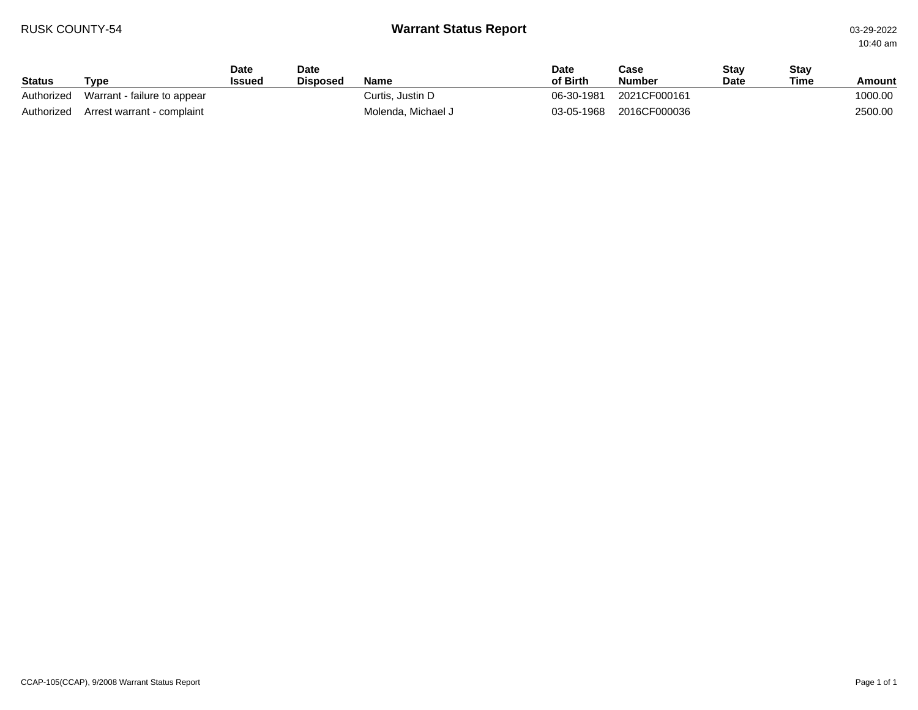RUSK COUNTY-54

# Warrant Status Report

03-29-2022
10:40 am

| Status | Type | Date Issued | Date Disposed | Name | Date of Birth | Case Number | Stay Date | Stay Time | Amount |
|---|---|---|---|---|---|---|---|---|---|
| Authorized | Warrant - failure to appear | | | Curtis, Justin D | 06-30-1981 | 2021CF000161 | | | 1000.00 |
| Authorized | Arrest warrant - complaint | | | Molenda, Michael J | 03-05-1968 | 2016CF000036 | | | 2500.00 |

CCAP-105(CCAP), 9/2008 Warrant Status Report